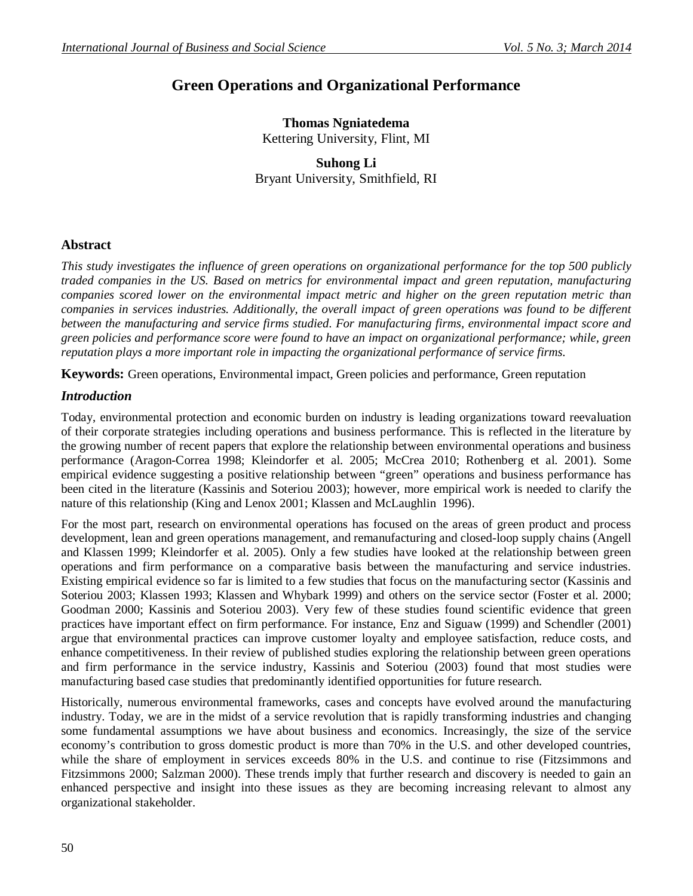# Green Operations and Organizational Performance

**Thomas Ngniatedema**
Kettering University, Flint, MI

**Suhong Li**
Bryant University, Smithfield, RI

## Abstract

*This study investigates the influence of green operations on organizational performance for the top 500 publicly traded companies in the US. Based on metrics for environmental impact and green reputation, manufacturing companies scored lower on the environmental impact metric and higher on the green reputation metric than companies in services industries. Additionally, the overall impact of green operations was found to be different between the manufacturing and service firms studied. For manufacturing firms, environmental impact score and green policies and performance score were found to have an impact on organizational performance; while, green reputation plays a more important role in impacting the organizational performance of service firms.*

**Keywords:** Green operations, Environmental impact, Green policies and performance, Green reputation

## *Introduction*

Today, environmental protection and economic burden on industry is leading organizations toward reevaluation of their corporate strategies including operations and business performance. This is reflected in the literature by the growing number of recent papers that explore the relationship between environmental operations and business performance (Aragon-Correa 1998; Kleindorfer et al. 2005; McCrea 2010; Rothenberg et al. 2001). Some empirical evidence suggesting a positive relationship between "green" operations and business performance has been cited in the literature (Kassinis and Soteriou 2003); however, more empirical work is needed to clarify the nature of this relationship (King and Lenox 2001; Klassen and McLaughlin 1996).

For the most part, research on environmental operations has focused on the areas of green product and process development, lean and green operations management, and remanufacturing and closed-loop supply chains (Angell and Klassen 1999; Kleindorfer et al. 2005). Only a few studies have looked at the relationship between green operations and firm performance on a comparative basis between the manufacturing and service industries. Existing empirical evidence so far is limited to a few studies that focus on the manufacturing sector (Kassinis and Soteriou 2003; Klassen 1993; Klassen and Whybark 1999) and others on the service sector (Foster et al. 2000; Goodman 2000; Kassinis and Soteriou 2003). Very few of these studies found scientific evidence that green practices have important effect on firm performance. For instance, Enz and Siguaw (1999) and Schendler (2001) argue that environmental practices can improve customer loyalty and employee satisfaction, reduce costs, and enhance competitiveness. In their review of published studies exploring the relationship between green operations and firm performance in the service industry, Kassinis and Soteriou (2003) found that most studies were manufacturing based case studies that predominantly identified opportunities for future research.

Historically, numerous environmental frameworks, cases and concepts have evolved around the manufacturing industry. Today, we are in the midst of a service revolution that is rapidly transforming industries and changing some fundamental assumptions we have about business and economics. Increasingly, the size of the service economy's contribution to gross domestic product is more than 70% in the U.S. and other developed countries, while the share of employment in services exceeds 80% in the U.S. and continue to rise (Fitzsimmons and Fitzsimmons 2000; Salzman 2000). These trends imply that further research and discovery is needed to gain an enhanced perspective and insight into these issues as they are becoming increasing relevant to almost any organizational stakeholder.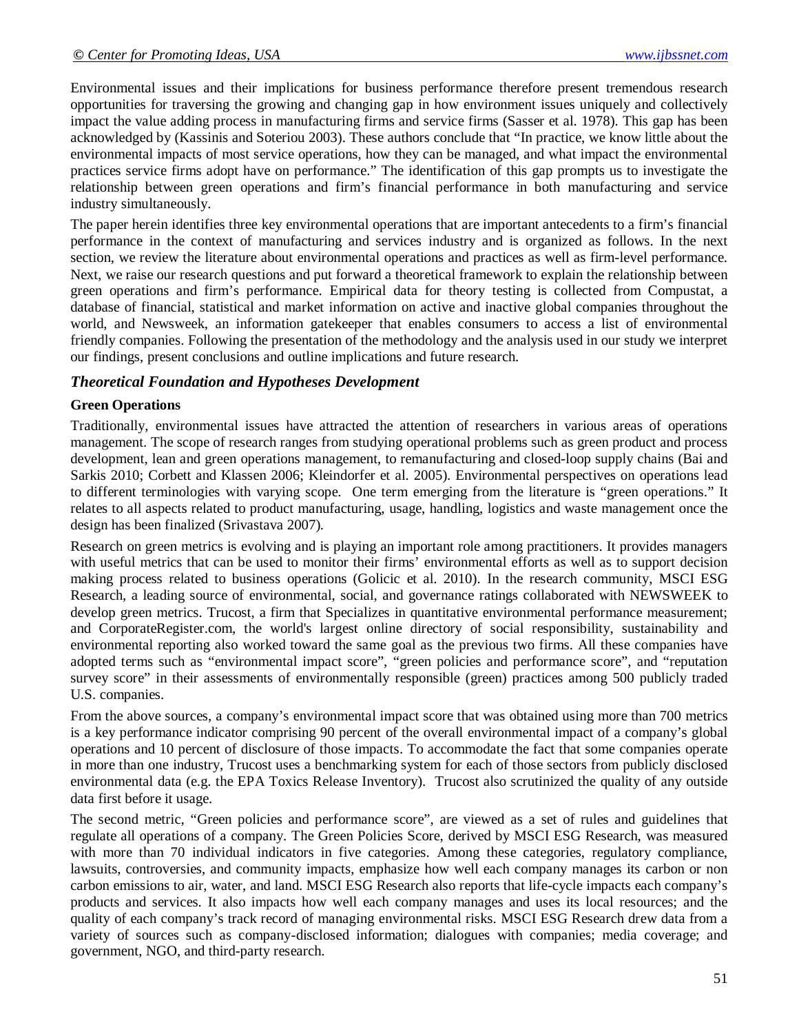Environmental issues and their implications for business performance therefore present tremendous research opportunities for traversing the growing and changing gap in how environment issues uniquely and collectively impact the value adding process in manufacturing firms and service firms (Sasser et al. 1978). This gap has been acknowledged by (Kassinis and Soteriou 2003). These authors conclude that "In practice, we know little about the environmental impacts of most service operations, how they can be managed, and what impact the environmental practices service firms adopt have on performance." The identification of this gap prompts us to investigate the relationship between green operations and firm's financial performance in both manufacturing and service industry simultaneously.

The paper herein identifies three key environmental operations that are important antecedents to a firm's financial performance in the context of manufacturing and services industry and is organized as follows. In the next section, we review the literature about environmental operations and practices as well as firm-level performance. Next, we raise our research questions and put forward a theoretical framework to explain the relationship between green operations and firm's performance. Empirical data for theory testing is collected from Compustat, a database of financial, statistical and market information on active and inactive global companies throughout the world, and Newsweek, an information gatekeeper that enables consumers to access a list of environmental friendly companies. Following the presentation of the methodology and the analysis used in our study we interpret our findings, present conclusions and outline implications and future research.

## *Theoretical Foundation and Hypotheses Development*

### Green Operations

Traditionally, environmental issues have attracted the attention of researchers in various areas of operations management. The scope of research ranges from studying operational problems such as green product and process development, lean and green operations management, to remanufacturing and closed-loop supply chains (Bai and Sarkis 2010; Corbett and Klassen 2006; Kleindorfer et al. 2005). Environmental perspectives on operations lead to different terminologies with varying scope. One term emerging from the literature is "green operations." It relates to all aspects related to product manufacturing, usage, handling, logistics and waste management once the design has been finalized (Srivastava 2007).

Research on green metrics is evolving and is playing an important role among practitioners. It provides managers with useful metrics that can be used to monitor their firms' environmental efforts as well as to support decision making process related to business operations (Golicic et al. 2010). In the research community, MSCI ESG Research, a leading source of environmental, social, and governance ratings collaborated with NEWSWEEK to develop green metrics. Trucost, a firm that Specializes in quantitative environmental performance measurement; and CorporateRegister.com, the world's largest online directory of social responsibility, sustainability and environmental reporting also worked toward the same goal as the previous two firms. All these companies have adopted terms such as "environmental impact score", "green policies and performance score", and "reputation survey score" in their assessments of environmentally responsible (green) practices among 500 publicly traded U.S. companies.

From the above sources, a company's environmental impact score that was obtained using more than 700 metrics is a key performance indicator comprising 90 percent of the overall environmental impact of a company's global operations and 10 percent of disclosure of those impacts. To accommodate the fact that some companies operate in more than one industry, Trucost uses a benchmarking system for each of those sectors from publicly disclosed environmental data (e.g. the EPA Toxics Release Inventory). Trucost also scrutinized the quality of any outside data first before it usage.

The second metric, "Green policies and performance score", are viewed as a set of rules and guidelines that regulate all operations of a company. The Green Policies Score, derived by MSCI ESG Research, was measured with more than 70 individual indicators in five categories. Among these categories, regulatory compliance, lawsuits, controversies, and community impacts, emphasize how well each company manages its carbon or non carbon emissions to air, water, and land. MSCI ESG Research also reports that life-cycle impacts each company's products and services. It also impacts how well each company manages and uses its local resources; and the quality of each company's track record of managing environmental risks. MSCI ESG Research drew data from a variety of sources such as company-disclosed information; dialogues with companies; media coverage; and government, NGO, and third-party research.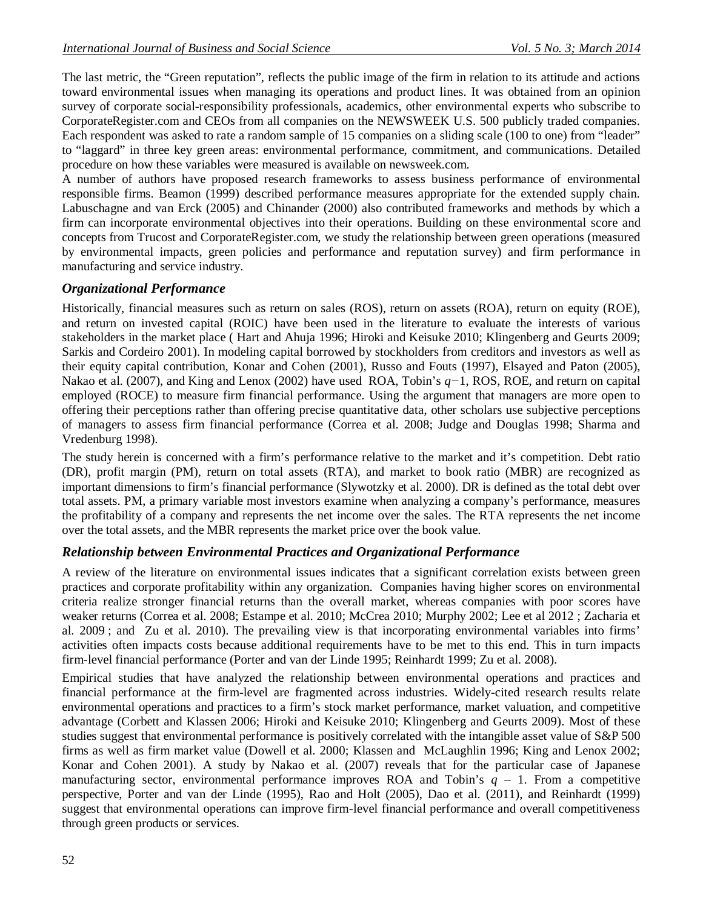The last metric, the "Green reputation", reflects the public image of the firm in relation to its attitude and actions toward environmental issues when managing its operations and product lines. It was obtained from an opinion survey of corporate social-responsibility professionals, academics, other environmental experts who subscribe to CorporateRegister.com and CEOs from all companies on the NEWSWEEK U.S. 500 publicly traded companies. Each respondent was asked to rate a random sample of 15 companies on a sliding scale (100 to one) from "leader" to "laggard" in three key green areas: environmental performance, commitment, and communications. Detailed procedure on how these variables were measured is available on newsweek.com.

A number of authors have proposed research frameworks to assess business performance of environmental responsible firms. Beamon (1999) described performance measures appropriate for the extended supply chain. Labuschagne and van Erck (2005) and Chinander (2000) also contributed frameworks and methods by which a firm can incorporate environmental objectives into their operations. Building on these environmental score and concepts from Trucost and CorporateRegister.com, we study the relationship between green operations (measured by environmental impacts, green policies and performance and reputation survey) and firm performance in manufacturing and service industry.

### *Organizational Performance*

Historically, financial measures such as return on sales (ROS), return on assets (ROA), return on equity (ROE), and return on invested capital (ROIC) have been used in the literature to evaluate the interests of various stakeholders in the market place ( Hart and Ahuja 1996; Hiroki and Keisuke 2010; Klingenberg and Geurts 2009; Sarkis and Cordeiro 2001). In modeling capital borrowed by stockholders from creditors and investors as well as their equity capital contribution, Konar and Cohen (2001), Russo and Fouts (1997), Elsayed and Paton (2005), Nakao et al. (2007), and King and Lenox (2002) have used ROA, Tobin's $q-1$, ROS, ROE, and return on capital employed (ROCE) to measure firm financial performance. Using the argument that managers are more open to offering their perceptions rather than offering precise quantitative data, other scholars use subjective perceptions of managers to assess firm financial performance (Correa et al. 2008; Judge and Douglas 1998; Sharma and Vredenburg 1998).

The study herein is concerned with a firm's performance relative to the market and it's competition. Debt ratio (DR), profit margin (PM), return on total assets (RTA), and market to book ratio (MBR) are recognized as important dimensions to firm's financial performance (Slywotzky et al. 2000). DR is defined as the total debt over total assets. PM, a primary variable most investors examine when analyzing a company's performance, measures the profitability of a company and represents the net income over the sales. The RTA represents the net income over the total assets, and the MBR represents the market price over the book value.

### *Relationship between Environmental Practices and Organizational Performance*

A review of the literature on environmental issues indicates that a significant correlation exists between green practices and corporate profitability within any organization. Companies having higher scores on environmental criteria realize stronger financial returns than the overall market, whereas companies with poor scores have weaker returns (Correa et al. 2008; Estampe et al. 2010; McCrea 2010; Murphy 2002; Lee et al 2012 ; Zacharia et al. 2009 ; and Zu et al. 2010). The prevailing view is that incorporating environmental variables into firms' activities often impacts costs because additional requirements have to be met to this end. This in turn impacts firm-level financial performance (Porter and van der Linde 1995; Reinhardt 1999; Zu et al. 2008).

Empirical studies that have analyzed the relationship between environmental operations and practices and financial performance at the firm-level are fragmented across industries. Widely-cited research results relate environmental operations and practices to a firm's stock market performance, market valuation, and competitive advantage (Corbett and Klassen 2006; Hiroki and Keisuke 2010; Klingenberg and Geurts 2009). Most of these studies suggest that environmental performance is positively correlated with the intangible asset value of S&P 500 firms as well as firm market value (Dowell et al. 2000; Klassen and McLaughlin 1996; King and Lenox 2002; Konar and Cohen 2001). A study by Nakao et al. (2007) reveals that for the particular case of Japanese manufacturing sector, environmental performance improves ROA and Tobin's $q$ – 1. From a competitive perspective, Porter and van der Linde (1995), Rao and Holt (2005), Dao et al. (2011), and Reinhardt (1999) suggest that environmental operations can improve firm-level financial performance and overall competitiveness through green products or services.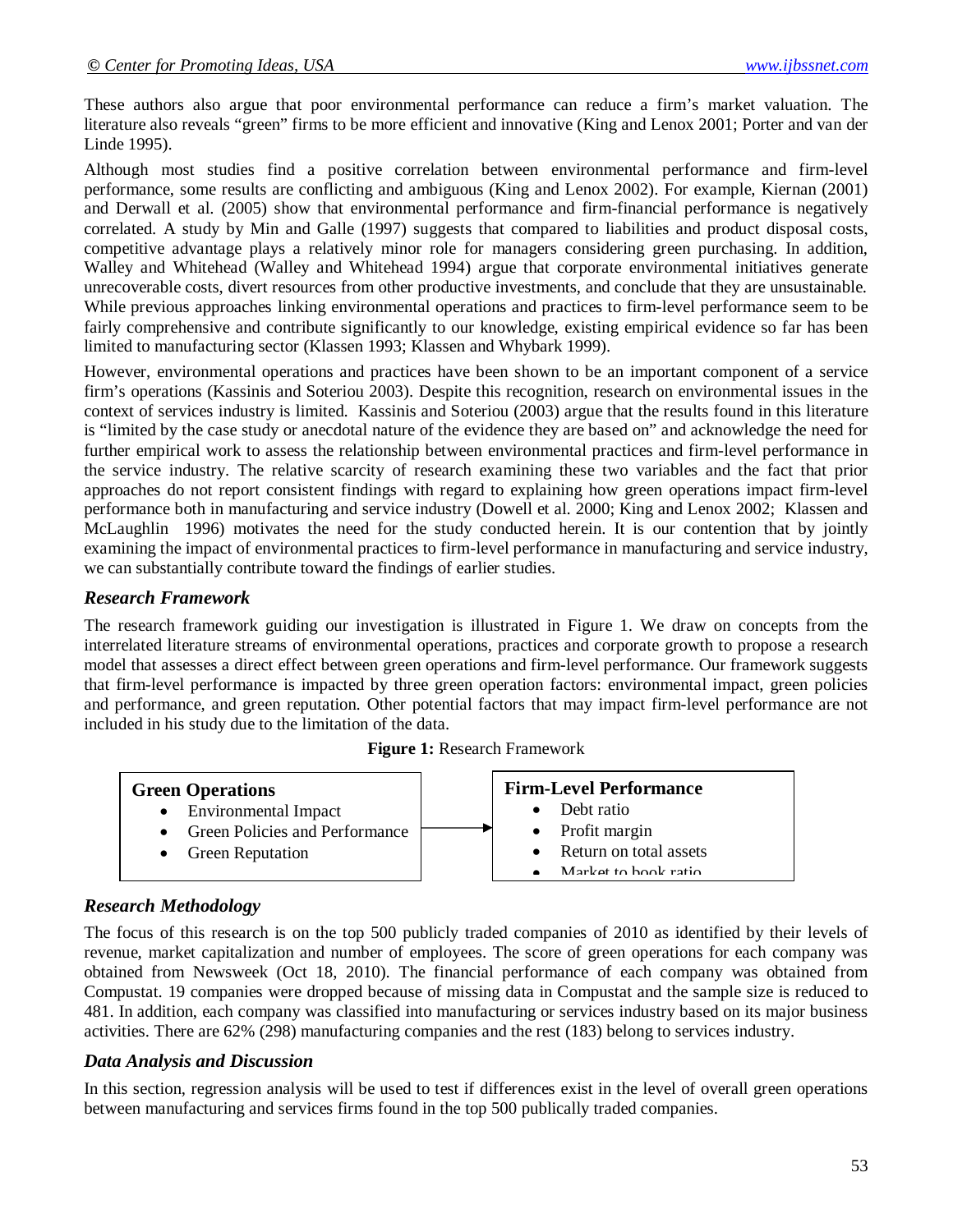These authors also argue that poor environmental performance can reduce a firm's market valuation. The literature also reveals "green" firms to be more efficient and innovative (King and Lenox 2001; Porter and van der Linde 1995).

Although most studies find a positive correlation between environmental performance and firm-level performance, some results are conflicting and ambiguous (King and Lenox 2002). For example, Kiernan (2001) and Derwall et al. (2005) show that environmental performance and firm-financial performance is negatively correlated. A study by Min and Galle (1997) suggests that compared to liabilities and product disposal costs, competitive advantage plays a relatively minor role for managers considering green purchasing. In addition, Walley and Whitehead (Walley and Whitehead 1994) argue that corporate environmental initiatives generate unrecoverable costs, divert resources from other productive investments, and conclude that they are unsustainable. While previous approaches linking environmental operations and practices to firm-level performance seem to be fairly comprehensive and contribute significantly to our knowledge, existing empirical evidence so far has been limited to manufacturing sector (Klassen 1993; Klassen and Whybark 1999).

However, environmental operations and practices have been shown to be an important component of a service firm's operations (Kassinis and Soteriou 2003). Despite this recognition, research on environmental issues in the context of services industry is limited. Kassinis and Soteriou (2003) argue that the results found in this literature is "limited by the case study or anecdotal nature of the evidence they are based on" and acknowledge the need for further empirical work to assess the relationship between environmental practices and firm-level performance in the service industry. The relative scarcity of research examining these two variables and the fact that prior approaches do not report consistent findings with regard to explaining how green operations impact firm-level performance both in manufacturing and service industry (Dowell et al. 2000; King and Lenox 2002; Klassen and McLaughlin 1996) motivates the need for the study conducted herein. It is our contention that by jointly examining the impact of environmental practices to firm-level performance in manufacturing and service industry, we can substantially contribute toward the findings of earlier studies.

### *Research Framework*

The research framework guiding our investigation is illustrated in Figure 1. We draw on concepts from the interrelated literature streams of environmental operations, practices and corporate growth to propose a research model that assesses a direct effect between green operations and firm-level performance. Our framework suggests that firm-level performance is impacted by three green operation factors: environmental impact, green policies and performance, and green reputation. Other potential factors that may impact firm-level performance are not included in his study due to the limitation of the data.

**Figure 1:** Research Framework

**Green Operations**
- Environmental Impact
- Green Policies and Performance
- Green Reputation

→

**Firm-Level Performance**
- Debt ratio
- Profit margin
- Return on total assets
- Market to book ratio

### *Research Methodology*

The focus of this research is on the top 500 publicly traded companies of 2010 as identified by their levels of revenue, market capitalization and number of employees. The score of green operations for each company was obtained from Newsweek (Oct 18, 2010). The financial performance of each company was obtained from Compustat. 19 companies were dropped because of missing data in Compustat and the sample size is reduced to 481. In addition, each company was classified into manufacturing or services industry based on its major business activities. There are 62% (298) manufacturing companies and the rest (183) belong to services industry.

### *Data Analysis and Discussion*

In this section, regression analysis will be used to test if differences exist in the level of overall green operations between manufacturing and services firms found in the top 500 publically traded companies.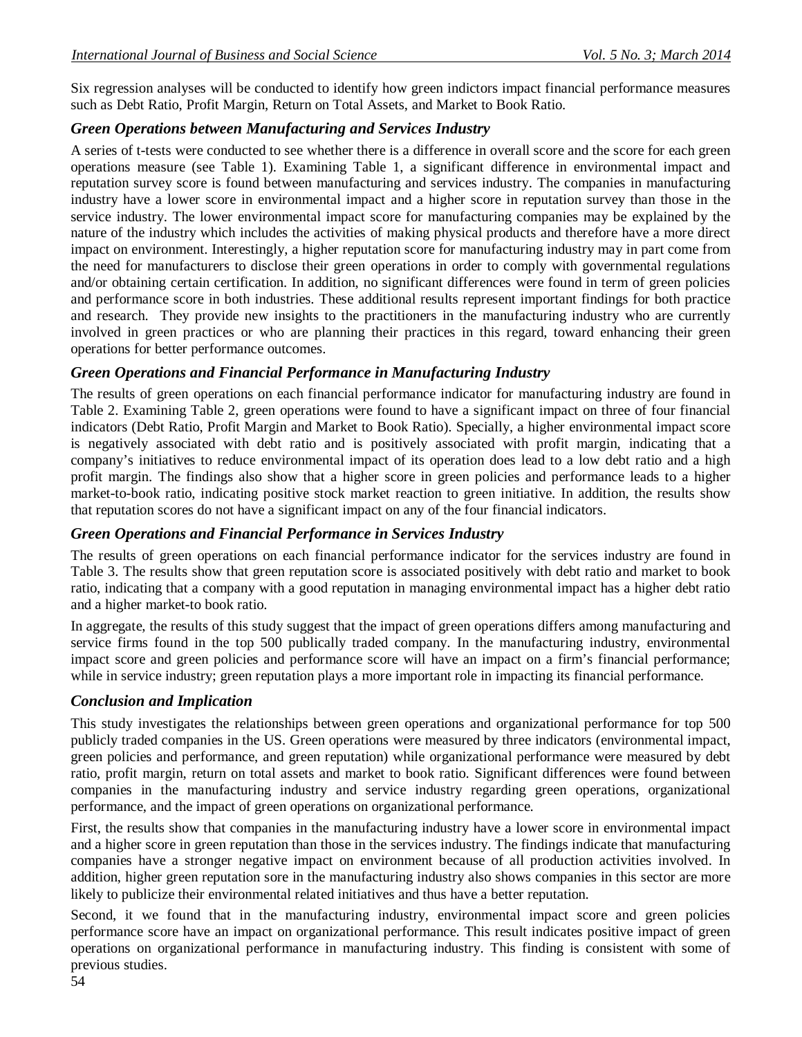Six regression analyses will be conducted to identify how green indictors impact financial performance measures such as Debt Ratio, Profit Margin, Return on Total Assets, and Market to Book Ratio.

### *Green Operations between Manufacturing and Services Industry*

A series of t-tests were conducted to see whether there is a difference in overall score and the score for each green operations measure (see Table 1). Examining Table 1, a significant difference in environmental impact and reputation survey score is found between manufacturing and services industry. The companies in manufacturing industry have a lower score in environmental impact and a higher score in reputation survey than those in the service industry. The lower environmental impact score for manufacturing companies may be explained by the nature of the industry which includes the activities of making physical products and therefore have a more direct impact on environment. Interestingly, a higher reputation score for manufacturing industry may in part come from the need for manufacturers to disclose their green operations in order to comply with governmental regulations and/or obtaining certain certification. In addition, no significant differences were found in term of green policies and performance score in both industries. These additional results represent important findings for both practice and research. They provide new insights to the practitioners in the manufacturing industry who are currently involved in green practices or who are planning their practices in this regard, toward enhancing their green operations for better performance outcomes.

### *Green Operations and Financial Performance in Manufacturing Industry*

The results of green operations on each financial performance indicator for manufacturing industry are found in Table 2. Examining Table 2, green operations were found to have a significant impact on three of four financial indicators (Debt Ratio, Profit Margin and Market to Book Ratio). Specially, a higher environmental impact score is negatively associated with debt ratio and is positively associated with profit margin, indicating that a company's initiatives to reduce environmental impact of its operation does lead to a low debt ratio and a high profit margin. The findings also show that a higher score in green policies and performance leads to a higher market-to-book ratio, indicating positive stock market reaction to green initiative. In addition, the results show that reputation scores do not have a significant impact on any of the four financial indicators.

### *Green Operations and Financial Performance in Services Industry*

The results of green operations on each financial performance indicator for the services industry are found in Table 3. The results show that green reputation score is associated positively with debt ratio and market to book ratio, indicating that a company with a good reputation in managing environmental impact has a higher debt ratio and a higher market-to book ratio.

In aggregate, the results of this study suggest that the impact of green operations differs among manufacturing and service firms found in the top 500 publically traded company. In the manufacturing industry, environmental impact score and green policies and performance score will have an impact on a firm's financial performance; while in service industry; green reputation plays a more important role in impacting its financial performance.

### *Conclusion and Implication*

This study investigates the relationships between green operations and organizational performance for top 500 publicly traded companies in the US. Green operations were measured by three indicators (environmental impact, green policies and performance, and green reputation) while organizational performance were measured by debt ratio, profit margin, return on total assets and market to book ratio. Significant differences were found between companies in the manufacturing industry and service industry regarding green operations, organizational performance, and the impact of green operations on organizational performance.

First, the results show that companies in the manufacturing industry have a lower score in environmental impact and a higher score in green reputation than those in the services industry. The findings indicate that manufacturing companies have a stronger negative impact on environment because of all production activities involved. In addition, higher green reputation sore in the manufacturing industry also shows companies in this sector are more likely to publicize their environmental related initiatives and thus have a better reputation.

Second, it we found that in the manufacturing industry, environmental impact score and green policies performance score have an impact on organizational performance. This result indicates positive impact of green operations on organizational performance in manufacturing industry. This finding is consistent with some of previous studies.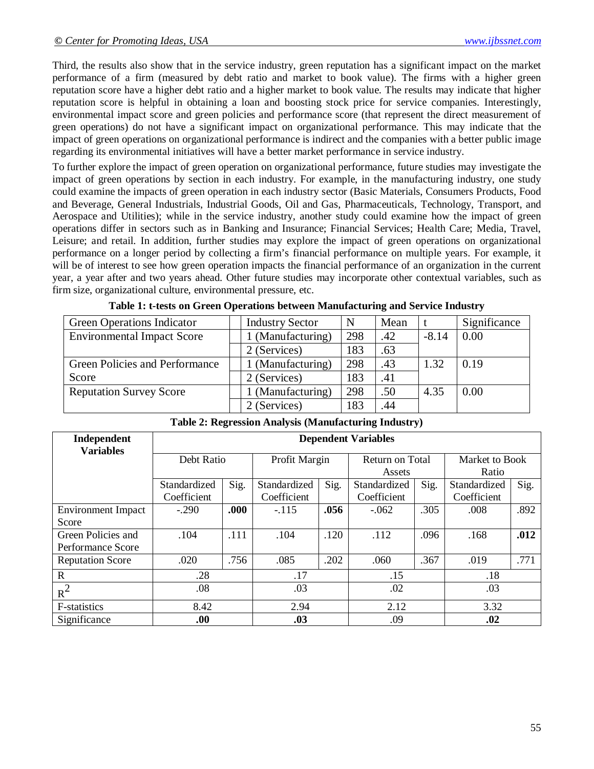Third, the results also show that in the service industry, green reputation has a significant impact on the market performance of a firm (measured by debt ratio and market to book value). The firms with a higher green reputation score have a higher debt ratio and a higher market to book value. The results may indicate that higher reputation score is helpful in obtaining a loan and boosting stock price for service companies. Interestingly, environmental impact score and green policies and performance score (that represent the direct measurement of green operations) do not have a significant impact on organizational performance. This may indicate that the impact of green operations on organizational performance is indirect and the companies with a better public image regarding its environmental initiatives will have a better market performance in service industry.

To further explore the impact of green operation on organizational performance, future studies may investigate the impact of green operations by section in each industry. For example, in the manufacturing industry, one study could examine the impacts of green operation in each industry sector (Basic Materials, Consumers Products, Food and Beverage, General Industrials, Industrial Goods, Oil and Gas, Pharmaceuticals, Technology, Transport, and Aerospace and Utilities); while in the service industry, another study could examine how the impact of green operations differ in sectors such as in Banking and Insurance; Financial Services; Health Care; Media, Travel, Leisure; and retail. In addition, further studies may explore the impact of green operations on organizational performance on a longer period by collecting a firm's financial performance on multiple years. For example, it will be of interest to see how green operation impacts the financial performance of an organization in the current year, a year after and two years ahead. Other future studies may incorporate other contextual variables, such as firm size, organizational culture, environmental pressure, etc.

**Table 1: t-tests on Green Operations between Manufacturing and Service Industry**

| Green Operations Indicator | Industry Sector | N | Mean | t | Significance |
|---|---|---|---|---|---|
| Environmental Impact Score | 1 (Manufacturing) | 298 | .42 | -8.14 | 0.00 |
| | 2 (Services) | 183 | .63 | | |
| Green Policies and Performance Score | 1 (Manufacturing) | 298 | .43 | 1.32 | 0.19 |
| | 2 (Services) | 183 | .41 | | |
| Reputation Survey Score | 1 (Manufacturing) | 298 | .50 | 4.35 | 0.00 |
| | 2 (Services) | 183 | .44 | | |

**Table 2: Regression Analysis (Manufacturing Industry)**

| **Independent Variables** | **Dependent Variables** | | | | | | | |
|---|---|---|---|---|---|---|---|---|
| | Debt Ratio | | Profit Margin | | Return on Total Assets | | Market to Book Ratio | |
| | Standardized Coefficient | Sig. | Standardized Coefficient | Sig. | Standardized Coefficient | Sig. | Standardized Coefficient | Sig. |
| Environment Impact Score | -.290 | **.000** | -.115 | **.056** | -.062 | .305 | .008 | .892 |
| Green Policies and Performance Score | .104 | .111 | .104 | .120 | .112 | .096 | .168 | **.012** |
| Reputation Score | .020 | .756 | .085 | .202 | .060 | .367 | .019 | .771 |
| R | .28 | | .17 | | .15 | | .18 | |
| $R^2$ | .08 | | .03 | | .02 | | .03 | |
| F-statistics | 8.42 | | 2.94 | | 2.12 | | 3.32 | |
| Significance | **.00** | | **.03** | | .09 | | **.02** | |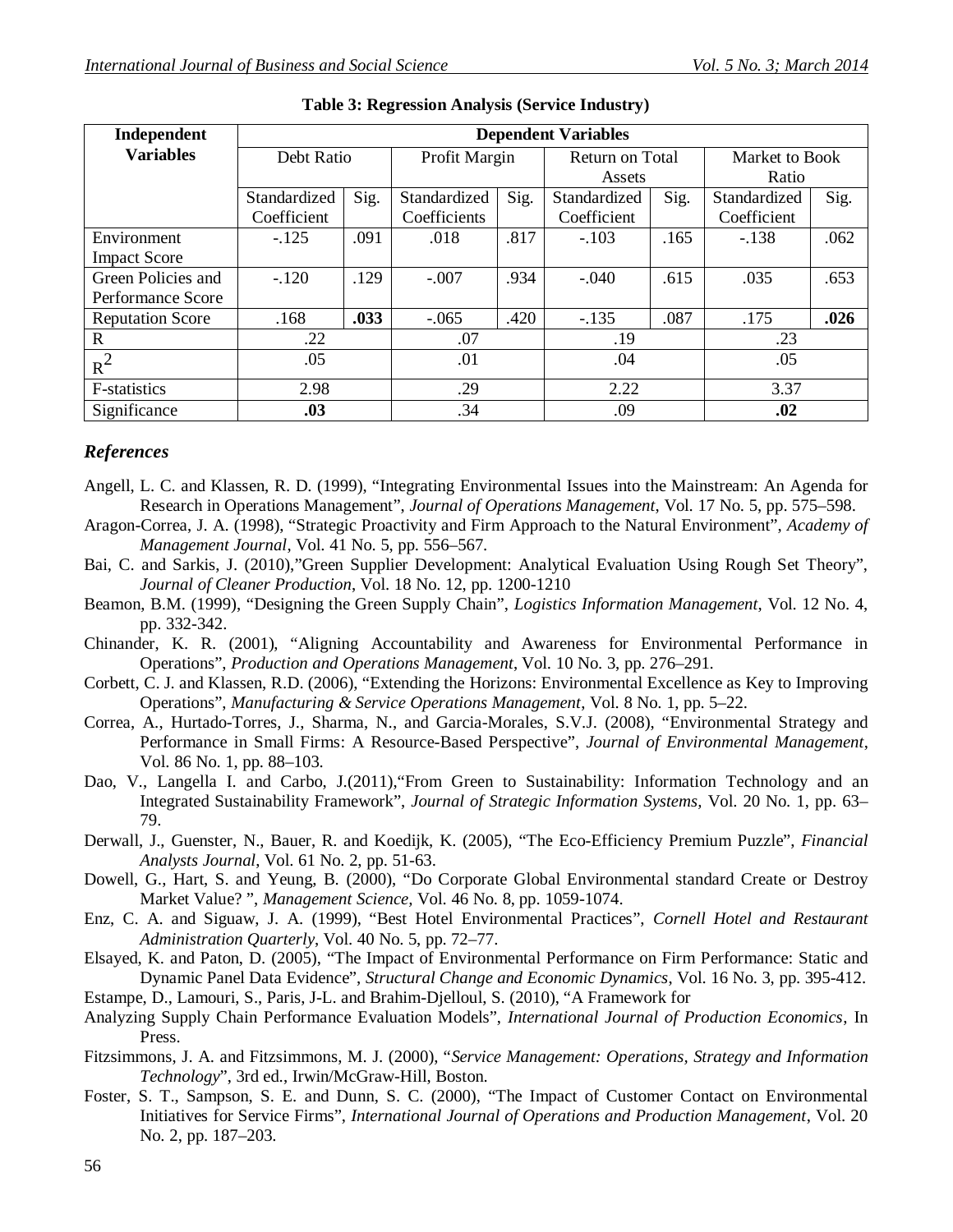**Table 3: Regression Analysis (Service Industry)**

| Independent Variables | Dependent Variables | | | | | | | |
|---|---|---|---|---|---|---|---|---|
| | Debt Ratio | | Profit Margin | | Return on Total Assets | | Market to Book Ratio | |
| | Standardized Coefficient | Sig. | Standardized Coefficients | Sig. | Standardized Coefficient | Sig. | Standardized Coefficient | Sig. |
| Environment Impact Score | -.125 | .091 | .018 | .817 | -.103 | .165 | -.138 | .062 |
| Green Policies and Performance Score | -.120 | .129 | -.007 | .934 | -.040 | .615 | .035 | .653 |
| Reputation Score | .168 | **.033** | -.065 | .420 | -.135 | .087 | .175 | **.026** |
| R | .22 | | .07 | | .19 | | .23 | |
| $R^2$ | .05 | | .01 | | .04 | | .05 | |
| F-statistics | 2.98 | | .29 | | 2.22 | | 3.37 | |
| Significance | **.03** | | .34 | | .09 | | **.02** | |

## *References*

Angell, L. C. and Klassen, R. D. (1999), "Integrating Environmental Issues into the Mainstream: An Agenda for Research in Operations Management", *Journal of Operations Management*, Vol. 17 No. 5, pp. 575–598.

Aragon-Correa, J. A. (1998), "Strategic Proactivity and Firm Approach to the Natural Environment", *Academy of Management Journal*, Vol. 41 No. 5, pp. 556–567.

Bai, C. and Sarkis, J. (2010),"Green Supplier Development: Analytical Evaluation Using Rough Set Theory", *Journal of Cleaner Production*, Vol. 18 No. 12, pp. 1200-1210

Beamon, B.M. (1999), "Designing the Green Supply Chain", *Logistics Information Management*, Vol. 12 No. 4, pp. 332-342.

Chinander, K. R. (2001), "Aligning Accountability and Awareness for Environmental Performance in Operations", *Production and Operations Management*, Vol. 10 No. 3, pp. 276–291.

Corbett, C. J. and Klassen, R.D. (2006), "Extending the Horizons: Environmental Excellence as Key to Improving Operations", *Manufacturing & Service Operations Management*, Vol. 8 No. 1, pp. 5–22.

Correa, A., Hurtado-Torres, J., Sharma, N., and Garcia-Morales, S.V.J. (2008), "Environmental Strategy and Performance in Small Firms: A Resource-Based Perspective", *Journal of Environmental Management*, Vol. 86 No. 1, pp. 88–103.

Dao, V., Langella I. and Carbo, J.(2011),"From Green to Sustainability: Information Technology and an Integrated Sustainability Framework", *Journal of Strategic Information Systems*, Vol. 20 No. 1, pp. 63–79.

Derwall, J., Guenster, N., Bauer, R. and Koedijk, K. (2005), "The Eco-Efficiency Premium Puzzle", *Financial Analysts Journal*, Vol. 61 No. 2, pp. 51-63.

Dowell, G., Hart, S. and Yeung, B. (2000), "Do Corporate Global Environmental standard Create or Destroy Market Value? ", *Management Science*, Vol. 46 No. 8, pp. 1059-1074.

Enz, C. A. and Siguaw, J. A. (1999), "Best Hotel Environmental Practices", *Cornell Hotel and Restaurant Administration Quarterly*, Vol. 40 No. 5, pp. 72–77.

Elsayed, K. and Paton, D. (2005), "The Impact of Environmental Performance on Firm Performance: Static and Dynamic Panel Data Evidence", *Structural Change and Economic Dynamics*, Vol. 16 No. 3, pp. 395-412.

Estampe, D., Lamouri, S., Paris, J-L. and Brahim-Djelloul, S. (2010), "A Framework for Analyzing Supply Chain Performance Evaluation Models", *International Journal of Production Economics*, In Press.

Fitzsimmons, J. A. and Fitzsimmons, M. J. (2000), "*Service Management: Operations, Strategy and Information Technology*", 3rd ed., Irwin/McGraw-Hill, Boston.

Foster, S. T., Sampson, S. E. and Dunn, S. C. (2000), "The Impact of Customer Contact on Environmental Initiatives for Service Firms", *International Journal of Operations and Production Management*, Vol. 20 No. 2, pp. 187–203.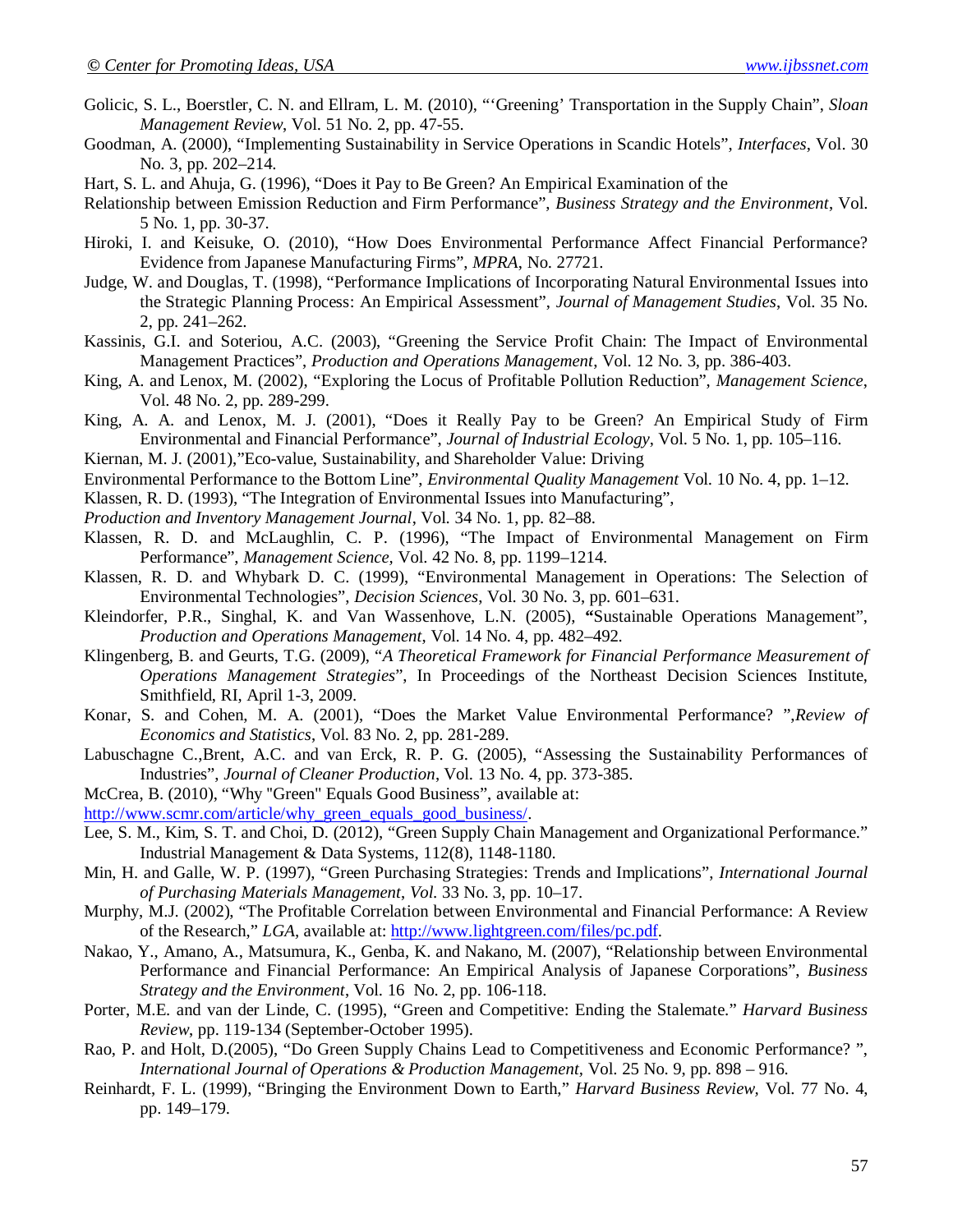Golicic, S. L., Boerstler, C. N. and Ellram, L. M. (2010), "'Greening' Transportation in the Supply Chain", *Sloan Management Review*, Vol. 51 No. 2, pp. 47-55.

Goodman, A. (2000), "Implementing Sustainability in Service Operations in Scandic Hotels", *Interfaces*, Vol. 30 No. 3, pp. 202–214.

Hart, S. L. and Ahuja, G. (1996), "Does it Pay to Be Green? An Empirical Examination of the

Relationship between Emission Reduction and Firm Performance", *Business Strategy and the Environment*, Vol. 5 No. 1, pp. 30-37.

Hiroki, I. and Keisuke, O. (2010), "How Does Environmental Performance Affect Financial Performance? Evidence from Japanese Manufacturing Firms", *MPRA*, No. 27721.

Judge, W. and Douglas, T. (1998), "Performance Implications of Incorporating Natural Environmental Issues into the Strategic Planning Process: An Empirical Assessment", *Journal of Management Studies*, Vol. 35 No. 2, pp. 241–262.

Kassinis, G.I. and Soteriou, A.C. (2003), "Greening the Service Profit Chain: The Impact of Environmental Management Practices", *Production and Operations Management*, Vol. 12 No. 3, pp. 386-403.

King, A. and Lenox, M. (2002), "Exploring the Locus of Profitable Pollution Reduction", *Management Science*, Vol. 48 No. 2, pp. 289-299.

King, A. A. and Lenox, M. J. (2001), "Does it Really Pay to be Green? An Empirical Study of Firm Environmental and Financial Performance", *Journal of Industrial Ecology*, Vol. 5 No. 1, pp. 105–116.

Kiernan, M. J. (2001),"Eco-value, Sustainability, and Shareholder Value: Driving

Environmental Performance to the Bottom Line", *Environmental Quality Management* Vol. 10 No. 4, pp. 1–12.

Klassen, R. D. (1993), "The Integration of Environmental Issues into Manufacturing",

*Production and Inventory Management Journal*, Vol. 34 No. 1, pp. 82–88.

Klassen, R. D. and McLaughlin, C. P. (1996), "The Impact of Environmental Management on Firm Performance", *Management Science*, Vol. 42 No. 8, pp. 1199–1214.

Klassen, R. D. and Whybark D. C. (1999), "Environmental Management in Operations: The Selection of Environmental Technologies", *Decision Sciences*, Vol. 30 No. 3, pp. 601–631.

Kleindorfer, P.R., Singhal, K. and Van Wassenhove, L.N. (2005), **"**Sustainable Operations Management", *Production and Operations Management*, Vol. 14 No. 4, pp. 482–492.

Klingenberg, B. and Geurts, T.G. (2009), "*A Theoretical Framework for Financial Performance Measurement of Operations Management Strategies*", In Proceedings of the Northeast Decision Sciences Institute, Smithfield, RI, April 1-3, 2009.

Konar, S. and Cohen, M. A. (2001), "Does the Market Value Environmental Performance? ",*Review of Economics and Statistics*, Vol. 83 No. 2, pp. 281-289.

Labuschagne C.,Brent, A.C. and van Erck, R. P. G. (2005), "Assessing the Sustainability Performances of Industries", *Journal of Cleaner Production*, Vol. 13 No. 4, pp. 373-385.

McCrea, B. (2010), "Why "Green" Equals Good Business", available at:

http://www.scmr.com/article/why_green_equals_good_business/.

Lee, S. M., Kim, S. T. and Choi, D. (2012), "Green Supply Chain Management and Organizational Performance." Industrial Management & Data Systems, 112(8), 1148-1180.

Min, H. and Galle, W. P. (1997), "Green Purchasing Strategies: Trends and Implications", *International Journal of Purchasing Materials Management, Vol.* 33 No. 3, pp. 10–17.

Murphy, M.J. (2002), "The Profitable Correlation between Environmental and Financial Performance: A Review of the Research," *LGA*, available at: http://www.lightgreen.com/files/pc.pdf.

Nakao, Y., Amano, A., Matsumura, K., Genba, K. and Nakano, M. (2007), "Relationship between Environmental Performance and Financial Performance: An Empirical Analysis of Japanese Corporations", *Business Strategy and the Environment*, Vol. 16 No. 2, pp. 106-118.

Porter, M.E. and van der Linde, C. (1995), "Green and Competitive: Ending the Stalemate." *Harvard Business Review*, pp. 119-134 (September-October 1995).

Rao, P. and Holt, D.(2005), "Do Green Supply Chains Lead to Competitiveness and Economic Performance? ", *International Journal of Operations & Production Management,* Vol. 25 No. 9, pp. 898 – 916.

Reinhardt, F. L. (1999), "Bringing the Environment Down to Earth," *Harvard Business Review*, Vol. 77 No. 4, pp. 149–179.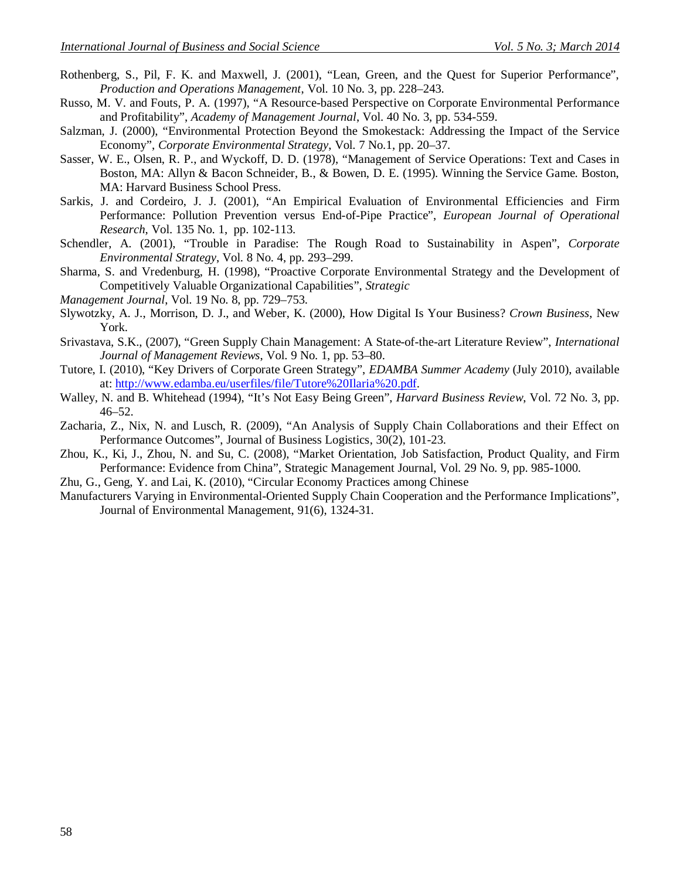Rothenberg, S., Pil, F. K. and Maxwell, J. (2001), “Lean, Green, and the Quest for Superior Performance”, *Production and Operations Management*, Vol. 10 No. 3, pp. 228–243.

Russo, M. V. and Fouts, P. A. (1997), “A Resource-based Perspective on Corporate Environmental Performance and Profitability”, *Academy of Management Journal*, Vol. 40 No. 3, pp. 534-559.

Salzman, J. (2000), “Environmental Protection Beyond the Smokestack: Addressing the Impact of the Service Economy”, *Corporate Environmental Strategy*, Vol. 7 No.1, pp. 20–37.

Sasser, W. E., Olsen, R. P., and Wyckoff, D. D. (1978), “Management of Service Operations: Text and Cases in Boston, MA: Allyn & Bacon Schneider, B., & Bowen, D. E. (1995). Winning the Service Game. Boston, MA: Harvard Business School Press.

Sarkis, J. and Cordeiro, J. J. (2001), “An Empirical Evaluation of Environmental Efficiencies and Firm Performance: Pollution Prevention versus End-of-Pipe Practice”, *European Journal of Operational Research*, Vol. 135 No. 1, pp. 102-113.

Schendler, A. (2001), “Trouble in Paradise: The Rough Road to Sustainability in Aspen”, *Corporate Environmental Strategy*, Vol. 8 No. 4, pp. 293–299.

Sharma, S. and Vredenburg, H. (1998), “Proactive Corporate Environmental Strategy and the Development of Competitively Valuable Organizational Capabilities”, *Strategic Management Journal*, Vol. 19 No. 8, pp. 729–753.

Slywotzky, A. J., Morrison, D. J., and Weber, K. (2000), How Digital Is Your Business? *Crown Business*, New York.

Srivastava, S.K., (2007), “Green Supply Chain Management: A State-of-the-art Literature Review”, *International Journal of Management Reviews*, Vol. 9 No. 1, pp. 53–80.

Tutore, I. (2010), “Key Drivers of Corporate Green Strategy”, *EDAMBA Summer Academy* (July 2010), available at: http://www.edamba.eu/userfiles/file/Tutore%20Ilaria%20.pdf.

Walley, N. and B. Whitehead (1994), “It’s Not Easy Being Green”, *Harvard Business Review*, Vol. 72 No. 3, pp. 46–52.

Zacharia, Z., Nix, N. and Lusch, R. (2009), “An Analysis of Supply Chain Collaborations and their Effect on Performance Outcomes”, Journal of Business Logistics, 30(2), 101-23.

Zhou, K., Ki, J., Zhou, N. and Su, C. (2008), “Market Orientation, Job Satisfaction, Product Quality, and Firm Performance: Evidence from China”, Strategic Management Journal, Vol. 29 No. 9, pp. 985-1000.

Zhu, G., Geng, Y. and Lai, K. (2010), “Circular Economy Practices among Chinese Manufacturers Varying in Environmental-Oriented Supply Chain Cooperation and the Performance Implications”, Journal of Environmental Management, 91(6), 1324-31.